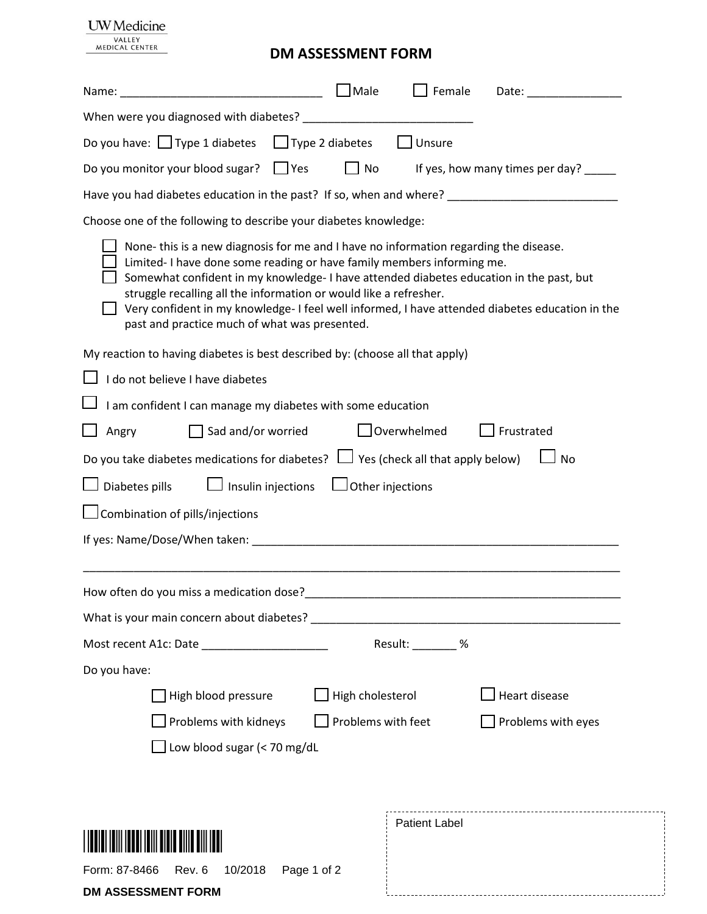UW Medicine
VALLEY MEDICAL CENTER

# DM ASSESSMENT FORM

Name: ________________________________ ☐ Male ☐ Female Date: _______________

When were you diagnosed with diabetes? ____________________________

Do you have: ☐ Type 1 diabetes ☐ Type 2 diabetes ☐ Unsure

Do you monitor your blood sugar? ☐ Yes ☐ No If yes, how many times per day? _____

Have you had diabetes education in the past? If so, when and where? ___________________________

Choose one of the following to describe your diabetes knowledge:

- ☐ None- this is a new diagnosis for me and I have no information regarding the disease.
- ☐ Limited- I have done some reading or have family members informing me.
- ☐ Somewhat confident in my knowledge- I have attended diabetes education in the past, but struggle recalling all the information or would like a refresher.
- ☐ Very confident in my knowledge- I feel well informed, I have attended diabetes education in the past and practice much of what was presented.

My reaction to having diabetes is best described by: (choose all that apply)

☐ I do not believe I have diabetes

☐ I am confident I can manage my diabetes with some education

☐ Angry ☐ Sad and/or worried ☐ Overwhelmed ☐ Frustrated

Do you take diabetes medications for diabetes? ☐ Yes (check all that apply below) ☐ No

☐ Diabetes pills ☐ Insulin injections ☐ Other injections

☐ Combination of pills/injections

If yes: Name/Dose/When taken: ____________________________________________________________

___________________________________________________________________________________

How often do you miss a medication dose?___________________________________________________

What is your main concern about diabetes? __________________________________________________

Most recent A1c: Date ____________________ Result: _______ %

Do you have:

☐ High blood pressure ☐ High cholesterol ☐ Heart disease

☐ Problems with kidneys ☐ Problems with feet ☐ Problems with eyes

☐ Low blood sugar (< 70 mg/dL

Patient Label

Form: 87-8466 Rev. 6 10/2018

**DM ASSESSMENT FORM**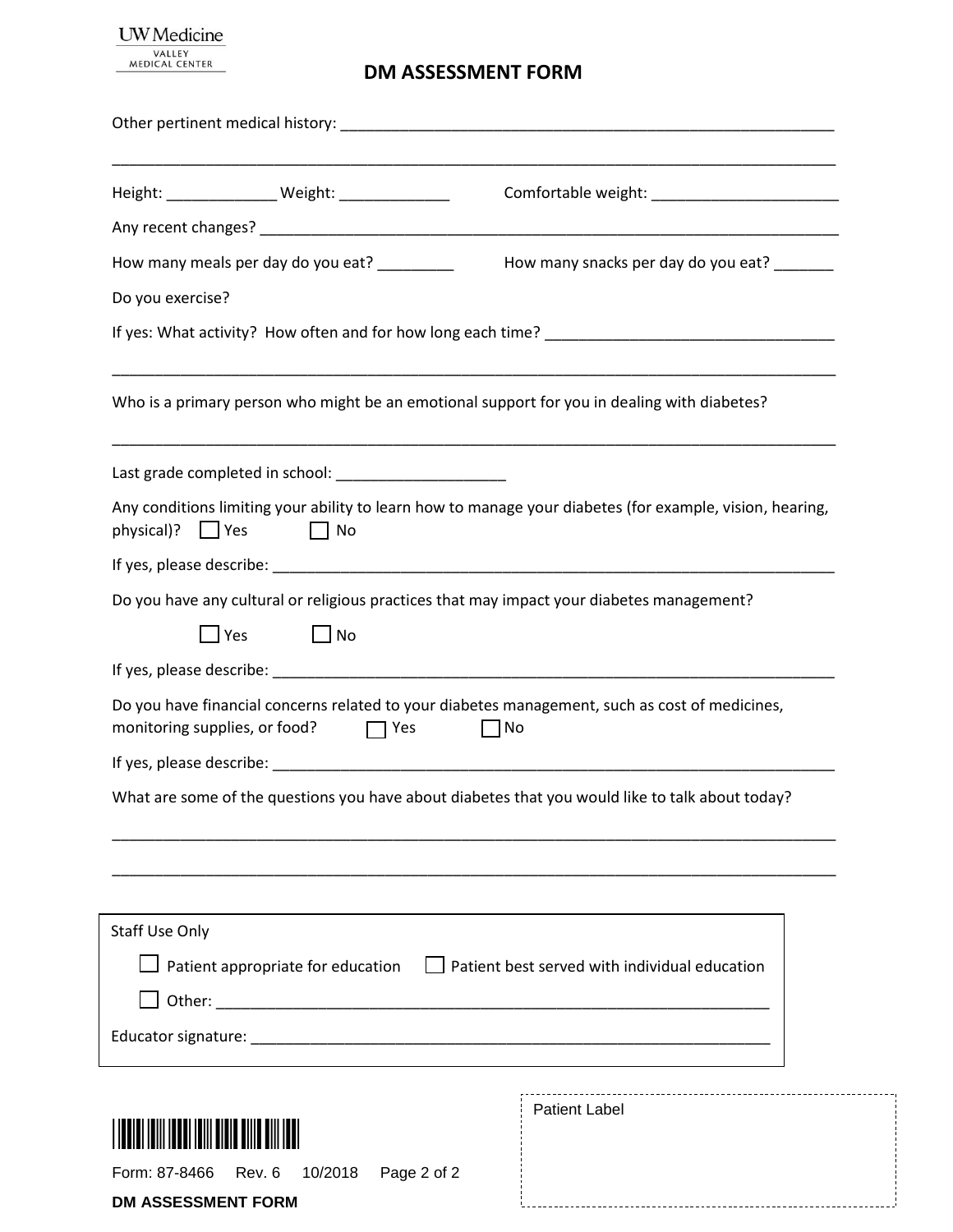UW Medicine
VALLEY MEDICAL CENTER

# DM ASSESSMENT FORM

Other pertinent medical history: ____________________________________________________________

________________________________________________________________________________________

Height: _____________ Weight: _____________ Comfortable weight: ______________________

Any recent changes? ____________________________________________________________________

How many meals per day do you eat? _________ How many snacks per day do you eat? _______

Do you exercise?

If yes: What activity? How often and for how long each time? __________________________________

________________________________________________________________________________________

Who is a primary person who might be an emotional support for you in dealing with diabetes?

________________________________________________________________________________________

Last grade completed in school: ____________________

Any conditions limiting your ability to learn how to manage your diabetes (for example, vision, hearing, physical)? ☐ Yes ☐ No

If yes, please describe: ____________________________________________________________________

Do you have any cultural or religious practices that may impact your diabetes management?

☐ Yes ☐ No

If yes, please describe: ____________________________________________________________________

Do you have financial concerns related to your diabetes management, such as cost of medicines, monitoring supplies, or food? ☐ Yes ☐ No

If yes, please describe: ____________________________________________________________________

What are some of the questions you have about diabetes that you would like to talk about today?

________________________________________________________________________________________

________________________________________________________________________________________

**Staff Use Only**

☐ Patient appropriate for education ☐ Patient best served with individual education

☐ Other: _______________________________________________________________

Educator signature: _____________________________________________________________

Patient Label

Form: 87-8466 Rev. 6 10/2018

**DM ASSESSMENT FORM**